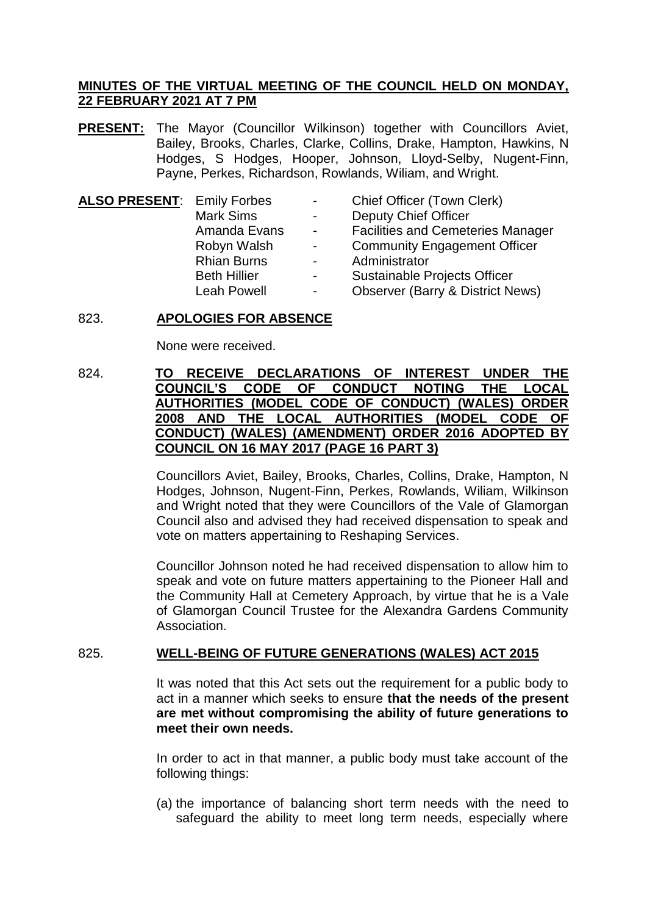**MINUTES OF THE VIRTUAL MEETING OF THE COUNCIL HELD ON MONDAY, 22 FEBRUARY 2021 AT 7 PM**

**PRESENT:** The Mayor (Councillor Wilkinson) together with Councillors Aviet, Bailey, Brooks, Charles, Clarke, Collins, Drake, Hampton, Hawkins, N Hodges, S Hodges, Hooper, Johnson, Lloyd-Selby, Nugent-Finn, Payne, Perkes, Richardson, Rowlands, Wiliam, and Wright.

**ALSO PRESENT**:

| | | |
|---|---|---|
| Emily Forbes | - | Chief Officer (Town Clerk) |
| Mark Sims | - | Deputy Chief Officer |
| Amanda Evans | - | Facilities and Cemeteries Manager |
| Robyn Walsh | - | Community Engagement Officer |
| Rhian Burns | - | Administrator |
| Beth Hillier | - | Sustainable Projects Officer |
| Leah Powell | - | Observer (Barry & District News) |

## 823. APOLOGIES FOR ABSENCE

None were received.

## 824. TO RECEIVE DECLARATIONS OF INTEREST UNDER THE COUNCIL'S CODE OF CONDUCT NOTING THE LOCAL AUTHORITIES (MODEL CODE OF CONDUCT) (WALES) ORDER 2008 AND THE LOCAL AUTHORITIES (MODEL CODE OF CONDUCT) (WALES) (AMENDMENT) ORDER 2016 ADOPTED BY COUNCIL ON 16 MAY 2017 (PAGE 16 PART 3)

Councillors Aviet, Bailey, Brooks, Charles, Collins, Drake, Hampton, N Hodges, Johnson, Nugent-Finn, Perkes, Rowlands, Wiliam, Wilkinson and Wright noted that they were Councillors of the Vale of Glamorgan Council also and advised they had received dispensation to speak and vote on matters appertaining to Reshaping Services.

Councillor Johnson noted he had received dispensation to allow him to speak and vote on future matters appertaining to the Pioneer Hall and the Community Hall at Cemetery Approach, by virtue that he is a Vale of Glamorgan Council Trustee for the Alexandra Gardens Community Association.

## 825. WELL-BEING OF FUTURE GENERATIONS (WALES) ACT 2015

It was noted that this Act sets out the requirement for a public body to act in a manner which seeks to ensure **that the needs of the present are met without compromising the ability of future generations to meet their own needs.**

In order to act in that manner, a public body must take account of the following things:

(a) the importance of balancing short term needs with the need to safeguard the ability to meet long term needs, especially where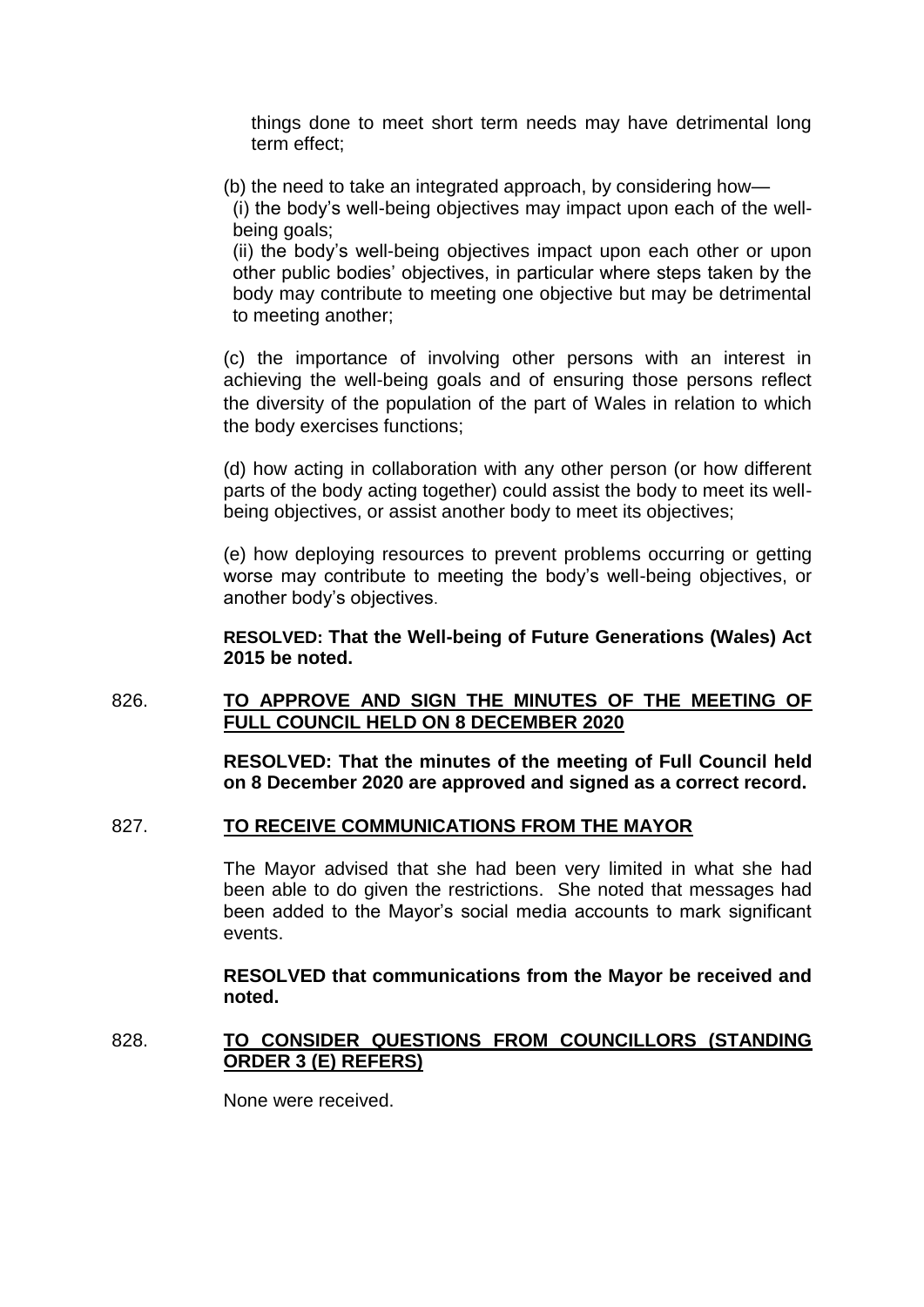things done to meet short term needs may have detrimental long term effect;

(b) the need to take an integrated approach, by considering how—

(i) the body's well-being objectives may impact upon each of the well-being goals;

(ii) the body's well-being objectives impact upon each other or upon other public bodies' objectives, in particular where steps taken by the body may contribute to meeting one objective but may be detrimental to meeting another;

(c) the importance of involving other persons with an interest in achieving the well-being goals and of ensuring those persons reflect the diversity of the population of the part of Wales in relation to which the body exercises functions;

(d) how acting in collaboration with any other person (or how different parts of the body acting together) could assist the body to meet its well-being objectives, or assist another body to meet its objectives;

(e) how deploying resources to prevent problems occurring or getting worse may contribute to meeting the body's well-being objectives, or another body's objectives.

**RESOLVED: That the Well-being of Future Generations (Wales) Act 2015 be noted.**

826. **TO APPROVE AND SIGN THE MINUTES OF THE MEETING OF FULL COUNCIL HELD ON 8 DECEMBER 2020**

**RESOLVED: That the minutes of the meeting of Full Council held on 8 December 2020 are approved and signed as a correct record.**

827. **TO RECEIVE COMMUNICATIONS FROM THE MAYOR**

The Mayor advised that she had been very limited in what she had been able to do given the restrictions. She noted that messages had been added to the Mayor's social media accounts to mark significant events.

**RESOLVED that communications from the Mayor be received and noted.**

828. **TO CONSIDER QUESTIONS FROM COUNCILLORS (STANDING ORDER 3 (E) REFERS)**

None were received.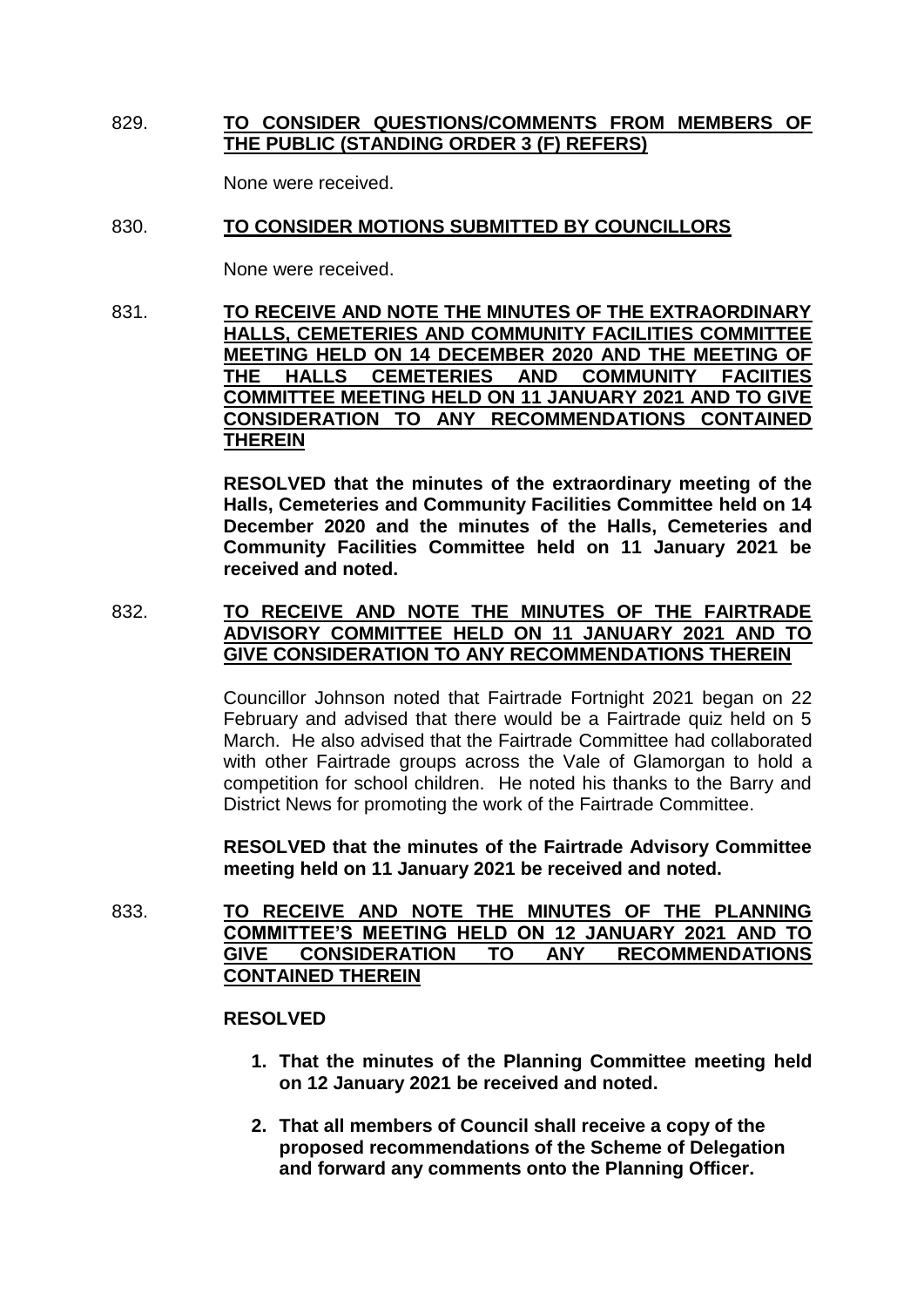829. **TO CONSIDER QUESTIONS/COMMENTS FROM MEMBERS OF THE PUBLIC (STANDING ORDER 3 (F) REFERS)**

None were received.

830. **TO CONSIDER MOTIONS SUBMITTED BY COUNCILLORS**

None were received.

831. **TO RECEIVE AND NOTE THE MINUTES OF THE EXTRAORDINARY HALLS, CEMETERIES AND COMMUNITY FACILITIES COMMITTEE MEETING HELD ON 14 DECEMBER 2020 AND THE MEETING OF THE HALLS CEMETERIES AND COMMUNITY FACIITIES COMMITTEE MEETING HELD ON 11 JANUARY 2021 AND TO GIVE CONSIDERATION TO ANY RECOMMENDATIONS CONTAINED THEREIN**

**RESOLVED that the minutes of the extraordinary meeting of the Halls, Cemeteries and Community Facilities Committee held on 14 December 2020 and the minutes of the Halls, Cemeteries and Community Facilities Committee held on 11 January 2021 be received and noted.**

832. **TO RECEIVE AND NOTE THE MINUTES OF THE FAIRTRADE ADVISORY COMMITTEE HELD ON 11 JANUARY 2021 AND TO GIVE CONSIDERATION TO ANY RECOMMENDATIONS THEREIN**

Councillor Johnson noted that Fairtrade Fortnight 2021 began on 22 February and advised that there would be a Fairtrade quiz held on 5 March. He also advised that the Fairtrade Committee had collaborated with other Fairtrade groups across the Vale of Glamorgan to hold a competition for school children. He noted his thanks to the Barry and District News for promoting the work of the Fairtrade Committee.

**RESOLVED that the minutes of the Fairtrade Advisory Committee meeting held on 11 January 2021 be received and noted.**

833. **TO RECEIVE AND NOTE THE MINUTES OF THE PLANNING COMMITTEE'S MEETING HELD ON 12 JANUARY 2021 AND TO GIVE CONSIDERATION TO ANY RECOMMENDATIONS CONTAINED THEREIN**

**RESOLVED**

1. **That the minutes of the Planning Committee meeting held on 12 January 2021 be received and noted.**
2. **That all members of Council shall receive a copy of the proposed recommendations of the Scheme of Delegation and forward any comments onto the Planning Officer.**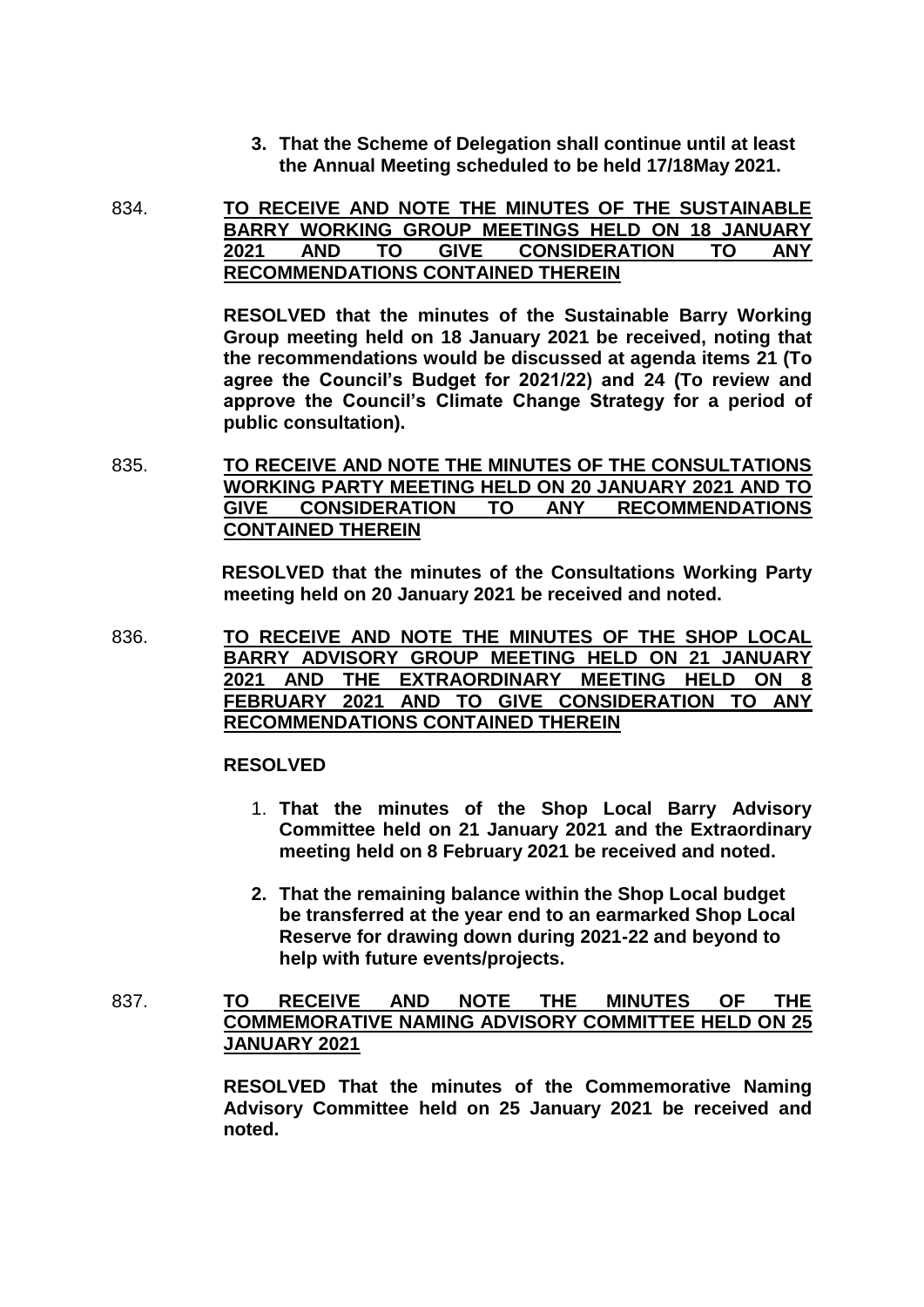3. **That the Scheme of Delegation shall continue until at least the Annual Meeting scheduled to be held 17/18May 2021.**

834. **TO RECEIVE AND NOTE THE MINUTES OF THE SUSTAINABLE BARRY WORKING GROUP MEETINGS HELD ON 18 JANUARY 2021 AND TO GIVE CONSIDERATION TO ANY RECOMMENDATIONS CONTAINED THEREIN**

**RESOLVED that the minutes of the Sustainable Barry Working Group meeting held on 18 January 2021 be received, noting that the recommendations would be discussed at agenda items 21 (To agree the Council's Budget for 2021/22) and 24 (To review and approve the Council's Climate Change Strategy for a period of public consultation).**

835. **TO RECEIVE AND NOTE THE MINUTES OF THE CONSULTATIONS WORKING PARTY MEETING HELD ON 20 JANUARY 2021 AND TO GIVE CONSIDERATION TO ANY RECOMMENDATIONS CONTAINED THEREIN**

**RESOLVED that the minutes of the Consultations Working Party meeting held on 20 January 2021 be received and noted.**

836. **TO RECEIVE AND NOTE THE MINUTES OF THE SHOP LOCAL BARRY ADVISORY GROUP MEETING HELD ON 21 JANUARY 2021 AND THE EXTRAORDINARY MEETING HELD ON 8 FEBRUARY 2021 AND TO GIVE CONSIDERATION TO ANY RECOMMENDATIONS CONTAINED THEREIN**

**RESOLVED**

1. **That the minutes of the Shop Local Barry Advisory Committee held on 21 January 2021 and the Extraordinary meeting held on 8 February 2021 be received and noted.**
2. **That the remaining balance within the Shop Local budget be transferred at the year end to an earmarked Shop Local Reserve for drawing down during 2021-22 and beyond to help with future events/projects.**

837. **TO RECEIVE AND NOTE THE MINUTES OF THE COMMEMORATIVE NAMING ADVISORY COMMITTEE HELD ON 25 JANUARY 2021**

**RESOLVED That the minutes of the Commemorative Naming Advisory Committee held on 25 January 2021 be received and noted.**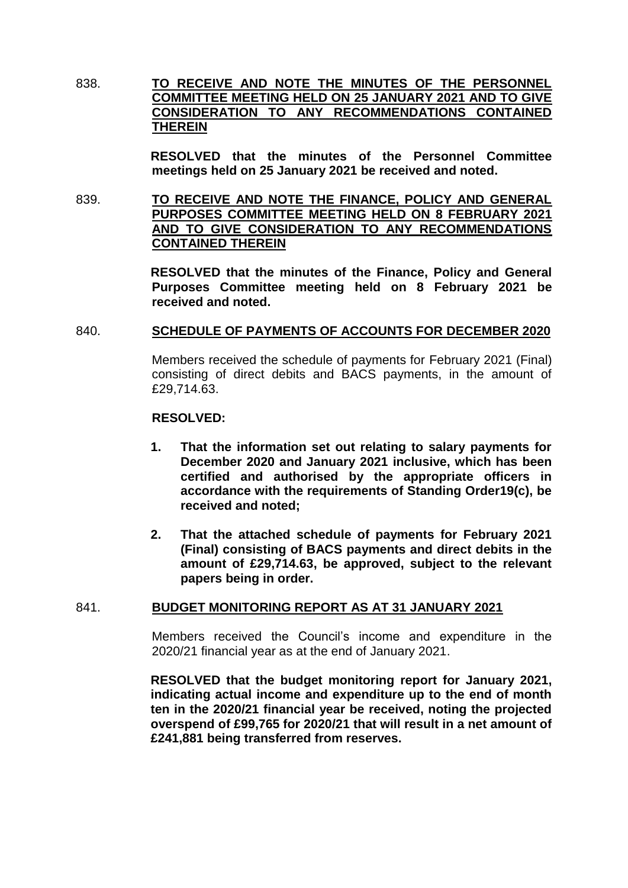838. **TO RECEIVE AND NOTE THE MINUTES OF THE PERSONNEL COMMITTEE MEETING HELD ON 25 JANUARY 2021 AND TO GIVE CONSIDERATION TO ANY RECOMMENDATIONS CONTAINED THEREIN**

**RESOLVED that the minutes of the Personnel Committee meetings held on 25 January 2021 be received and noted.**

839. **TO RECEIVE AND NOTE THE FINANCE, POLICY AND GENERAL PURPOSES COMMITTEE MEETING HELD ON 8 FEBRUARY 2021 AND TO GIVE CONSIDERATION TO ANY RECOMMENDATIONS CONTAINED THEREIN**

**RESOLVED that the minutes of the Finance, Policy and General Purposes Committee meeting held on 8 February 2021 be received and noted.**

840. **SCHEDULE OF PAYMENTS OF ACCOUNTS FOR DECEMBER 2020**

Members received the schedule of payments for February 2021 (Final) consisting of direct debits and BACS payments, in the amount of £29,714.63.

**RESOLVED:**

1. **That the information set out relating to salary payments for December 2020 and January 2021 inclusive, which has been certified and authorised by the appropriate officers in accordance with the requirements of Standing Order19(c), be received and noted;**

2. **That the attached schedule of payments for February 2021 (Final) consisting of BACS payments and direct debits in the amount of £29,714.63, be approved, subject to the relevant papers being in order.**

841. **BUDGET MONITORING REPORT AS AT 31 JANUARY 2021**

Members received the Council's income and expenditure in the 2020/21 financial year as at the end of January 2021.

**RESOLVED that the budget monitoring report for January 2021, indicating actual income and expenditure up to the end of month ten in the 2020/21 financial year be received, noting the projected overspend of £99,765 for 2020/21 that will result in a net amount of £241,881 being transferred from reserves.**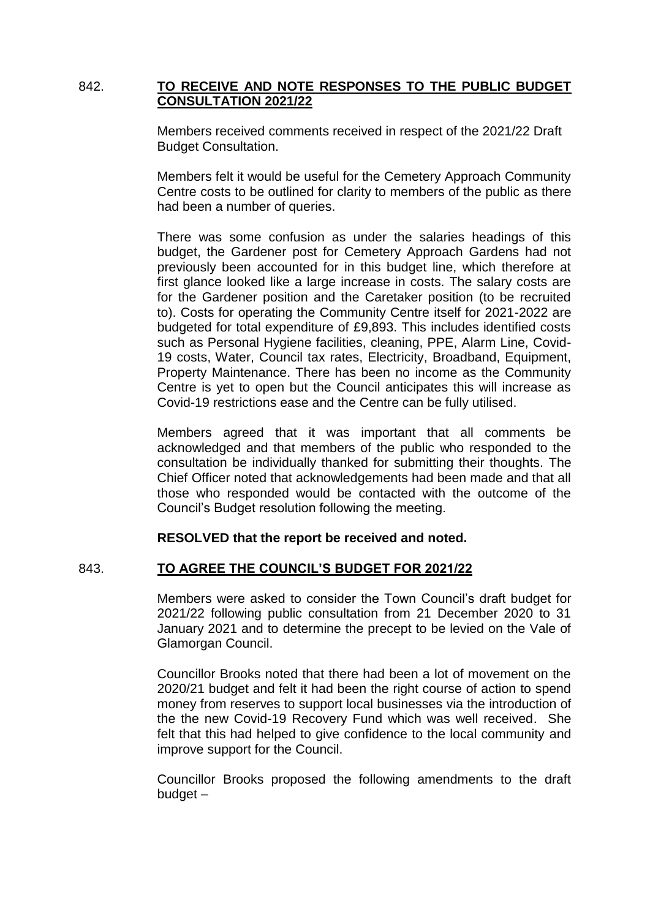842. **TO RECEIVE AND NOTE RESPONSES TO THE PUBLIC BUDGET CONSULTATION 2021/22**

Members received comments received in respect of the 2021/22 Draft Budget Consultation.

Members felt it would be useful for the Cemetery Approach Community Centre costs to be outlined for clarity to members of the public as there had been a number of queries.

There was some confusion as under the salaries headings of this budget, the Gardener post for Cemetery Approach Gardens had not previously been accounted for in this budget line, which therefore at first glance looked like a large increase in costs. The salary costs are for the Gardener position and the Caretaker position (to be recruited to). Costs for operating the Community Centre itself for 2021-2022 are budgeted for total expenditure of £9,893. This includes identified costs such as Personal Hygiene facilities, cleaning, PPE, Alarm Line, Covid-19 costs, Water, Council tax rates, Electricity, Broadband, Equipment, Property Maintenance. There has been no income as the Community Centre is yet to open but the Council anticipates this will increase as Covid-19 restrictions ease and the Centre can be fully utilised.

Members agreed that it was important that all comments be acknowledged and that members of the public who responded to the consultation be individually thanked for submitting their thoughts. The Chief Officer noted that acknowledgements had been made and that all those who responded would be contacted with the outcome of the Council's Budget resolution following the meeting.

**RESOLVED that the report be received and noted.**

843. **TO AGREE THE COUNCIL'S BUDGET FOR 2021/22**

Members were asked to consider the Town Council's draft budget for 2021/22 following public consultation from 21 December 2020 to 31 January 2021 and to determine the precept to be levied on the Vale of Glamorgan Council.

Councillor Brooks noted that there had been a lot of movement on the 2020/21 budget and felt it had been the right course of action to spend money from reserves to support local businesses via the introduction of the the new Covid-19 Recovery Fund which was well received. She felt that this had helped to give confidence to the local community and improve support for the Council.

Councillor Brooks proposed the following amendments to the draft budget –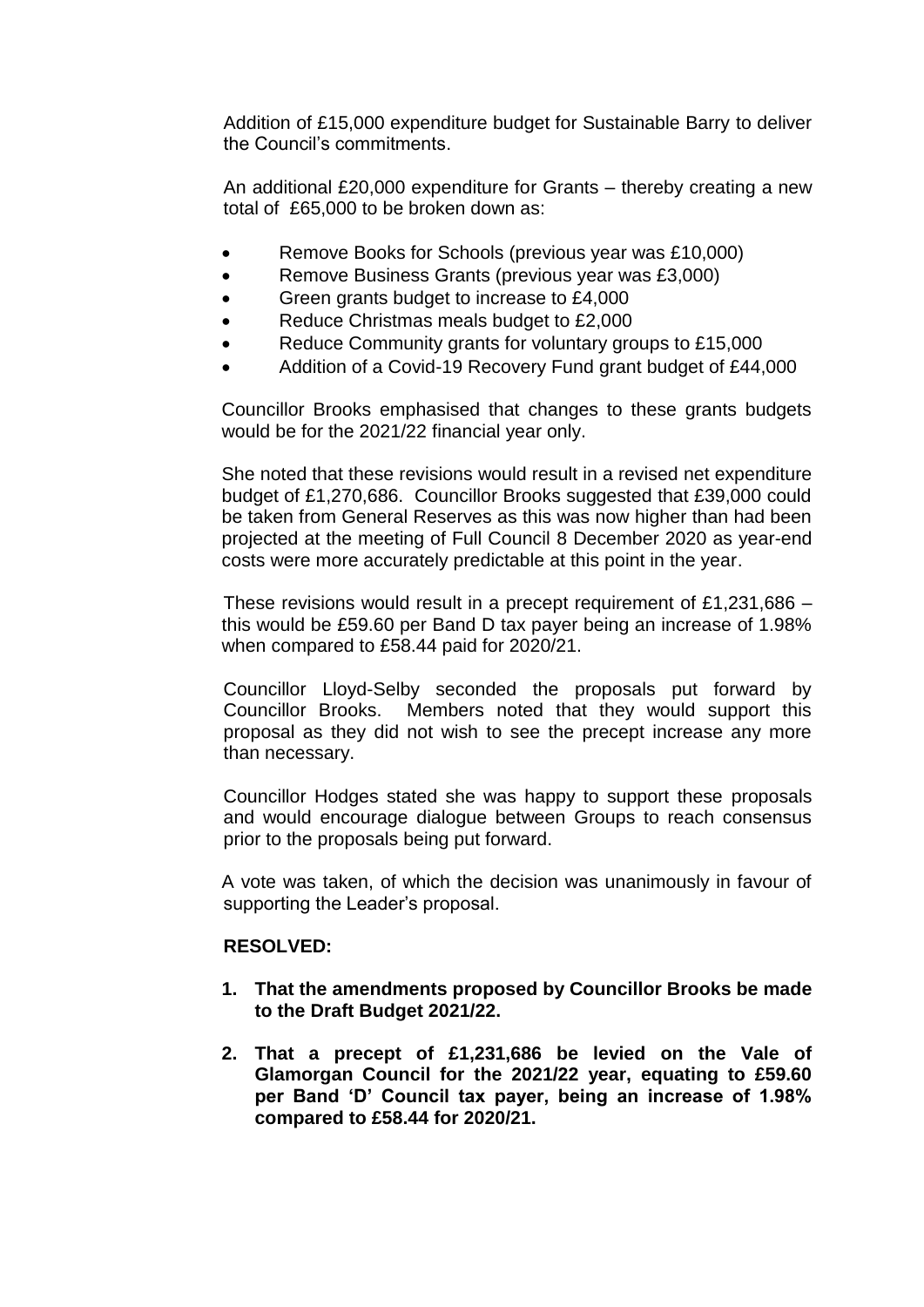Addition of £15,000 expenditure budget for Sustainable Barry to deliver the Council's commitments.

An additional £20,000 expenditure for Grants – thereby creating a new total of £65,000 to be broken down as:

- Remove Books for Schools (previous year was £10,000)
- Remove Business Grants (previous year was £3,000)
- Green grants budget to increase to £4,000
- Reduce Christmas meals budget to £2,000
- Reduce Community grants for voluntary groups to £15,000
- Addition of a Covid-19 Recovery Fund grant budget of £44,000

Councillor Brooks emphasised that changes to these grants budgets would be for the 2021/22 financial year only.

She noted that these revisions would result in a revised net expenditure budget of £1,270,686. Councillor Brooks suggested that £39,000 could be taken from General Reserves as this was now higher than had been projected at the meeting of Full Council 8 December 2020 as year-end costs were more accurately predictable at this point in the year.

These revisions would result in a precept requirement of £1,231,686 – this would be £59.60 per Band D tax payer being an increase of 1.98% when compared to £58.44 paid for 2020/21.

Councillor Lloyd-Selby seconded the proposals put forward by Councillor Brooks. Members noted that they would support this proposal as they did not wish to see the precept increase any more than necessary.

Councillor Hodges stated she was happy to support these proposals and would encourage dialogue between Groups to reach consensus prior to the proposals being put forward.

A vote was taken, of which the decision was unanimously in favour of supporting the Leader's proposal.

**RESOLVED:**

1. **That the amendments proposed by Councillor Brooks be made to the Draft Budget 2021/22.**
2. **That a precept of £1,231,686 be levied on the Vale of Glamorgan Council for the 2021/22 year, equating to £59.60 per Band 'D' Council tax payer, being an increase of 1.98% compared to £58.44 for 2020/21.**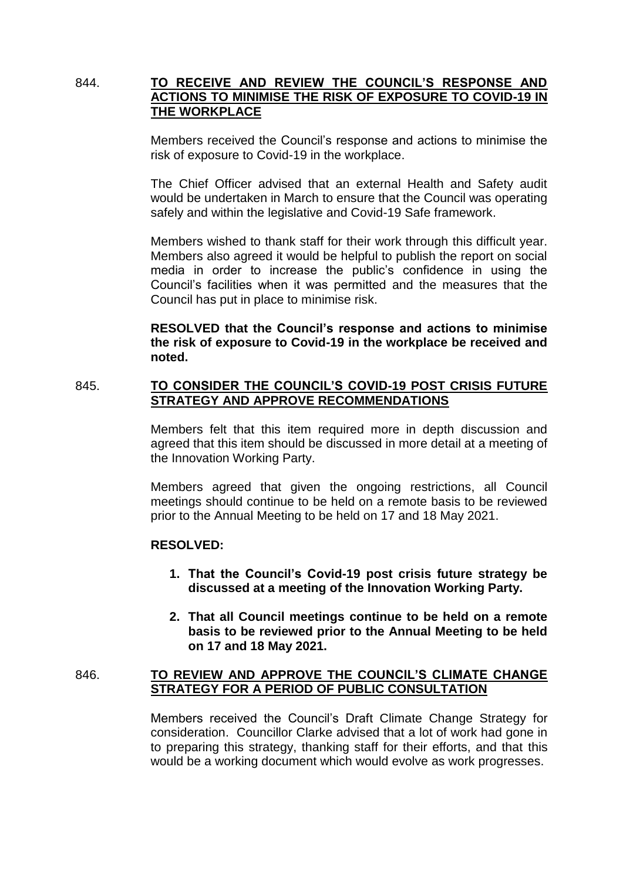844. **TO RECEIVE AND REVIEW THE COUNCIL'S RESPONSE AND ACTIONS TO MINIMISE THE RISK OF EXPOSURE TO COVID-19 IN THE WORKPLACE**

Members received the Council's response and actions to minimise the risk of exposure to Covid-19 in the workplace.

The Chief Officer advised that an external Health and Safety audit would be undertaken in March to ensure that the Council was operating safely and within the legislative and Covid-19 Safe framework.

Members wished to thank staff for their work through this difficult year. Members also agreed it would be helpful to publish the report on social media in order to increase the public's confidence in using the Council's facilities when it was permitted and the measures that the Council has put in place to minimise risk.

**RESOLVED that the Council's response and actions to minimise the risk of exposure to Covid-19 in the workplace be received and noted.**

845. **TO CONSIDER THE COUNCIL'S COVID-19 POST CRISIS FUTURE STRATEGY AND APPROVE RECOMMENDATIONS**

Members felt that this item required more in depth discussion and agreed that this item should be discussed in more detail at a meeting of the Innovation Working Party.

Members agreed that given the ongoing restrictions, all Council meetings should continue to be held on a remote basis to be reviewed prior to the Annual Meeting to be held on 17 and 18 May 2021.

**RESOLVED:**

1. **That the Council's Covid-19 post crisis future strategy be discussed at a meeting of the Innovation Working Party.**
2. **That all Council meetings continue to be held on a remote basis to be reviewed prior to the Annual Meeting to be held on 17 and 18 May 2021.**

846. **TO REVIEW AND APPROVE THE COUNCIL'S CLIMATE CHANGE STRATEGY FOR A PERIOD OF PUBLIC CONSULTATION**

Members received the Council's Draft Climate Change Strategy for consideration. Councillor Clarke advised that a lot of work had gone in to preparing this strategy, thanking staff for their efforts, and that this would be a working document which would evolve as work progresses.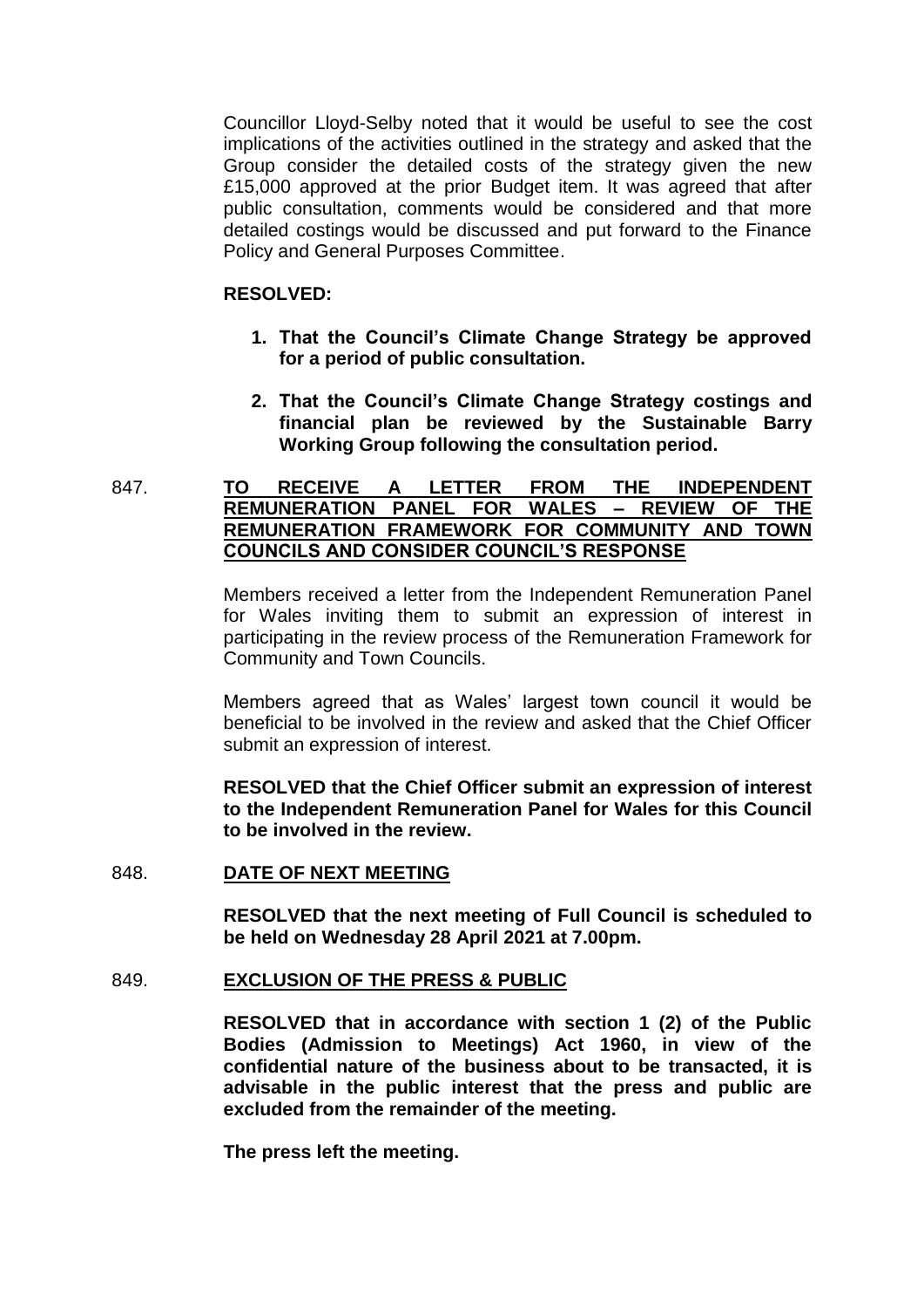Councillor Lloyd-Selby noted that it would be useful to see the cost implications of the activities outlined in the strategy and asked that the Group consider the detailed costs of the strategy given the new £15,000 approved at the prior Budget item. It was agreed that after public consultation, comments would be considered and that more detailed costings would be discussed and put forward to the Finance Policy and General Purposes Committee.

**RESOLVED:**

1. **That the Council's Climate Change Strategy be approved for a period of public consultation.**
2. **That the Council's Climate Change Strategy costings and financial plan be reviewed by the Sustainable Barry Working Group following the consultation period.**

## 847. TO RECEIVE A LETTER FROM THE INDEPENDENT REMUNERATION PANEL FOR WALES – REVIEW OF THE REMUNERATION FRAMEWORK FOR COMMUNITY AND TOWN COUNCILS AND CONSIDER COUNCIL'S RESPONSE

Members received a letter from the Independent Remuneration Panel for Wales inviting them to submit an expression of interest in participating in the review process of the Remuneration Framework for Community and Town Councils.

Members agreed that as Wales' largest town council it would be beneficial to be involved in the review and asked that the Chief Officer submit an expression of interest.

**RESOLVED that the Chief Officer submit an expression of interest to the Independent Remuneration Panel for Wales for this Council to be involved in the review.**

## 848. DATE OF NEXT MEETING

**RESOLVED that the next meeting of Full Council is scheduled to be held on Wednesday 28 April 2021 at 7.00pm.**

## 849. EXCLUSION OF THE PRESS & PUBLIC

**RESOLVED that in accordance with section 1 (2) of the Public Bodies (Admission to Meetings) Act 1960, in view of the confidential nature of the business about to be transacted, it is advisable in the public interest that the press and public are excluded from the remainder of the meeting.**

**The press left the meeting.**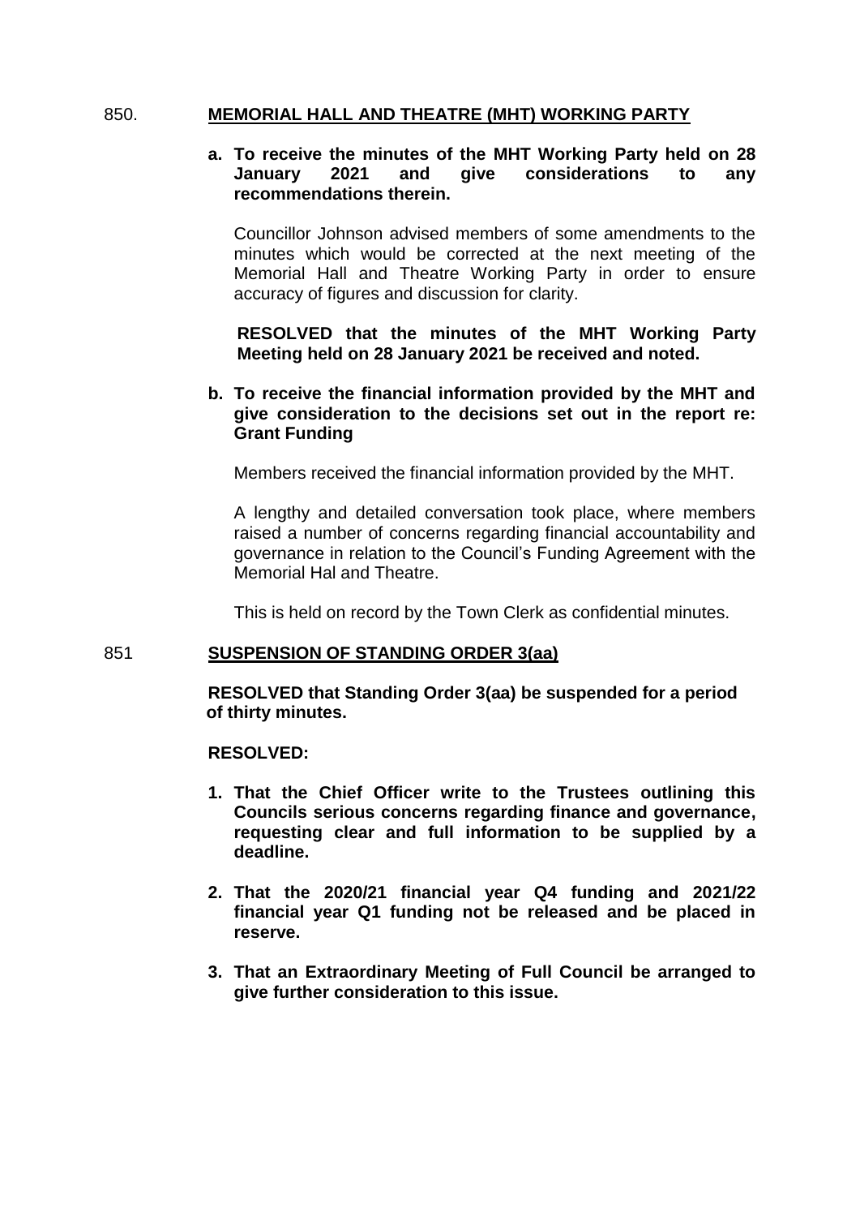## 850. MEMORIAL HALL AND THEATRE (MHT) WORKING PARTY

**a. To receive the minutes of the MHT Working Party held on 28 January 2021 and give considerations to any recommendations therein.**

Councillor Johnson advised members of some amendments to the minutes which would be corrected at the next meeting of the Memorial Hall and Theatre Working Party in order to ensure accuracy of figures and discussion for clarity.

**RESOLVED that the minutes of the MHT Working Party Meeting held on 28 January 2021 be received and noted.**

**b. To receive the financial information provided by the MHT and give consideration to the decisions set out in the report re: Grant Funding**

Members received the financial information provided by the MHT.

A lengthy and detailed conversation took place, where members raised a number of concerns regarding financial accountability and governance in relation to the Council's Funding Agreement with the Memorial Hal and Theatre.

This is held on record by the Town Clerk as confidential minutes.

## 851 SUSPENSION OF STANDING ORDER 3(aa)

**RESOLVED that Standing Order 3(aa) be suspended for a period of thirty minutes.**

**RESOLVED:**

1. **That the Chief Officer write to the Trustees outlining this Councils serious concerns regarding finance and governance, requesting clear and full information to be supplied by a deadline.**
2. **That the 2020/21 financial year Q4 funding and 2021/22 financial year Q1 funding not be released and be placed in reserve.**
3. **That an Extraordinary Meeting of Full Council be arranged to give further consideration to this issue.**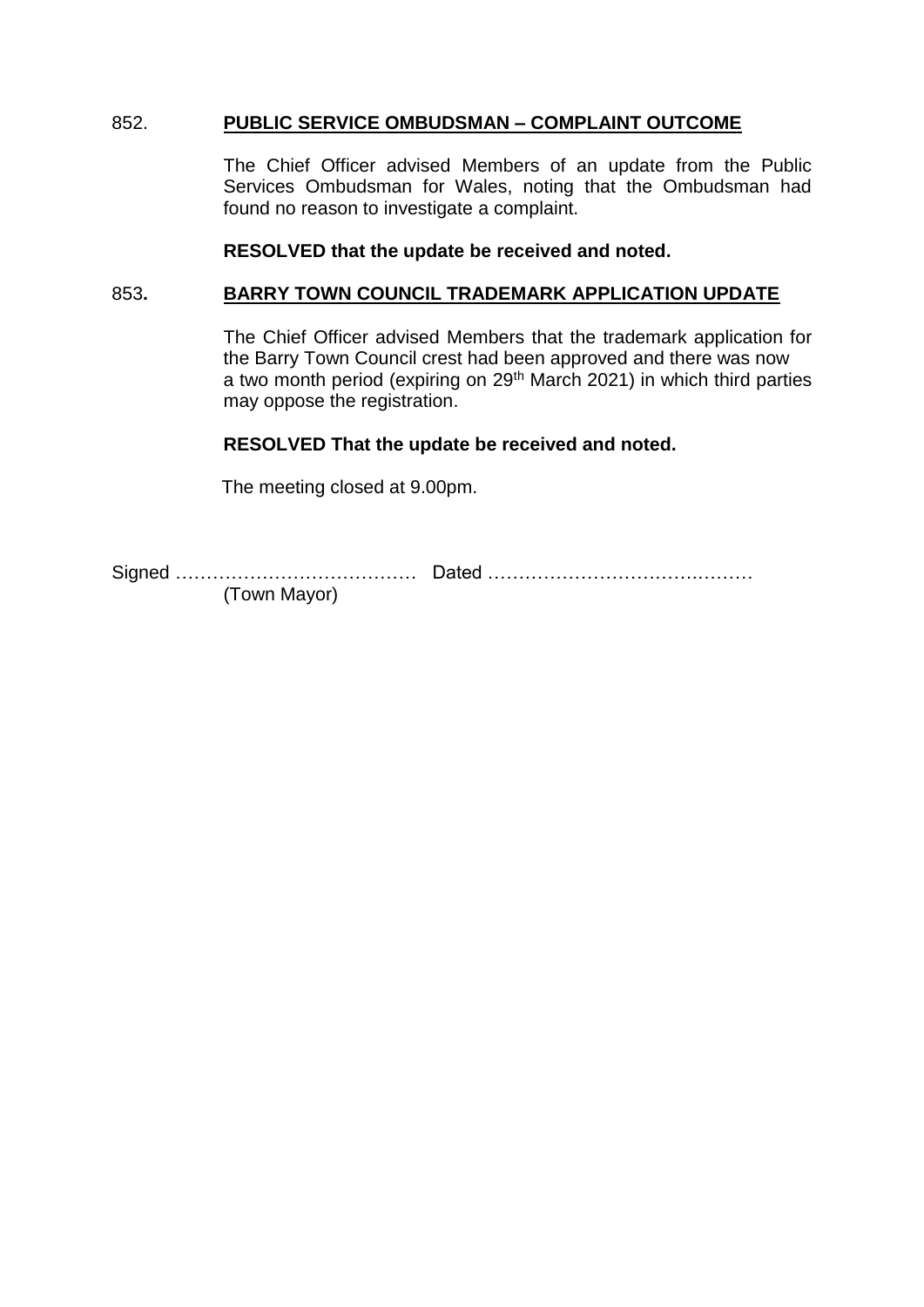852. **PUBLIC SERVICE OMBUDSMAN – COMPLAINT OUTCOME**

The Chief Officer advised Members of an update from the Public Services Ombudsman for Wales, noting that the Ombudsman had found no reason to investigate a complaint.

**RESOLVED that the update be received and noted.**

853. **BARRY TOWN COUNCIL TRADEMARK APPLICATION UPDATE**

The Chief Officer advised Members that the trademark application for the Barry Town Council crest had been approved and there was now a two month period (expiring on 29th March 2021) in which third parties may oppose the registration.

**RESOLVED That the update be received and noted.**

The meeting closed at 9.00pm.

Signed ………………………………… Dated ………………………………………
(Town Mayor)